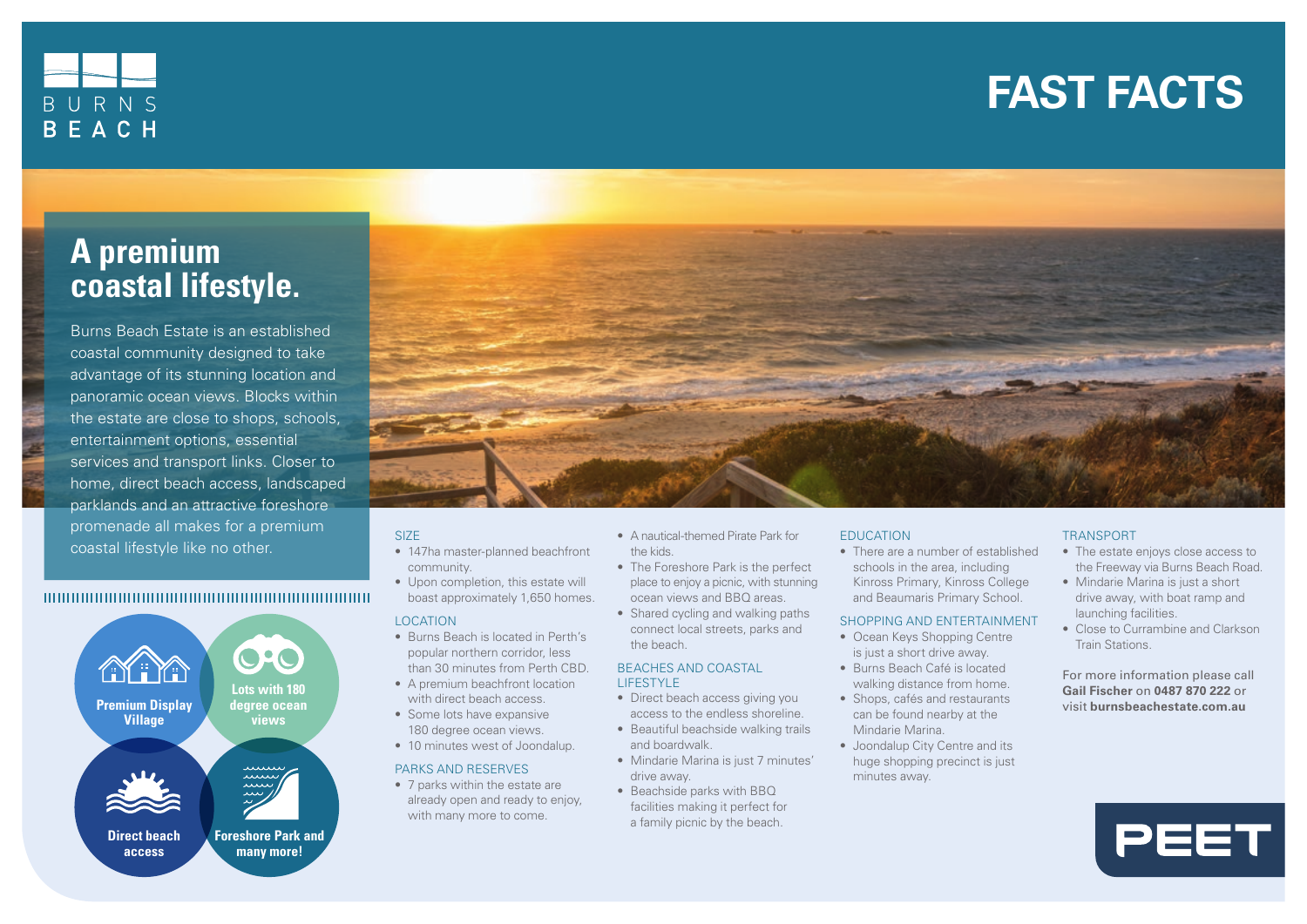BURNS BEACH

# FAST FACTS

## A premium coastal lifestyle.

Burns Beach Estate is an established coastal community designed to take advantage of its stunning location and panoramic ocean views. Blocks within the estate are close to shops, schools, entertainment options, essential services and transport links. Closer to home, direct beach access, landscaped parklands and an attractive foreshore promenade all makes for a premium coastal lifestyle like no other.

- Premium Display Village
- Lots with 180 degree ocean views
- Direct beach access
- Foreshore Park and many more!

### SIZE

- 147ha master-planned beachfront community.
- Upon completion, this estate will boast approximately 1,650 homes.

### LOCATION

- Burns Beach is located in Perth's popular northern corridor, less than 30 minutes from Perth CBD.
- A premium beachfront location with direct beach access.
- Some lots have expansive 180 degree ocean views.
- 10 minutes west of Joondalup.

### PARKS AND RESERVES

- 7 parks within the estate are already open and ready to enjoy, with many more to come.
- A nautical-themed Pirate Park for the kids.
- The Foreshore Park is the perfect place to enjoy a picnic, with stunning ocean views and BBQ areas.
- Shared cycling and walking paths connect local streets, parks and the beach.

### BEACHES AND COASTAL LIFESTYLE

- Direct beach access giving you access to the endless shoreline.
- Beautiful beachside walking trails and boardwalk.
- Mindarie Marina is just 7 minutes' drive away.
- Beachside parks with BBQ facilities making it perfect for a family picnic by the beach.

### EDUCATION

- There are a number of established schools in the area, including Kinross Primary, Kinross College and Beaumaris Primary School.

### SHOPPING AND ENTERTAINMENT

- Ocean Keys Shopping Centre is just a short drive away.
- Burns Beach Café is located walking distance from home.
- Shops, cafés and restaurants can be found nearby at the Mindarie Marina.
- Joondalup City Centre and its huge shopping precinct is just minutes away.

### TRANSPORT

- The estate enjoys close access to the Freeway via Burns Beach Road.
- Mindarie Marina is just a short drive away, with boat ramp and launching facilities.
- Close to Currambine and Clarkson Train Stations.

For more information please call **Gail Fischer** on **0487 870 222** or visit **burnsbeachestate.com.au**

PEET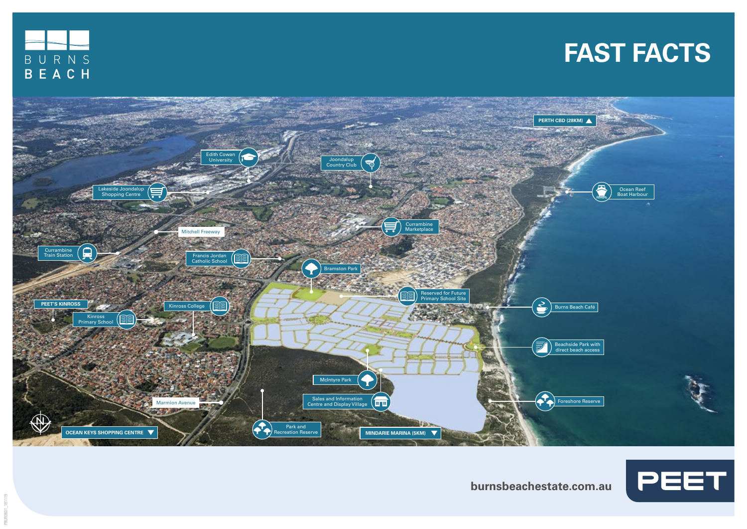BURNS BEACH

# FAST FACTS

PERTH CBD (28KM)

Edith Cowan University

Joondalup Country Club

Lakeside Joondalup Shopping Centre

Ocean Reef Boat Harbour

Currambine Marketplace

Mitchell Freeway

Currambine Train Station

Francis Jordan Catholic School

Bramston Park

Reserved for Future Primary School Site

PEET'S KINROSS

Kinross College

Burns Beach Café

Kinross Primary School

Beachside Park with direct beach access

McIntyre Park

Sales and Information Centre and Display Village

Marmion Avenue

Foreshore Reserve

OCEAN KEYS SHOPPING CENTRE

Park and Recreation Reserve

MINDARIE MARINA (5KM)

burnsbeachestate.com.au

PEET